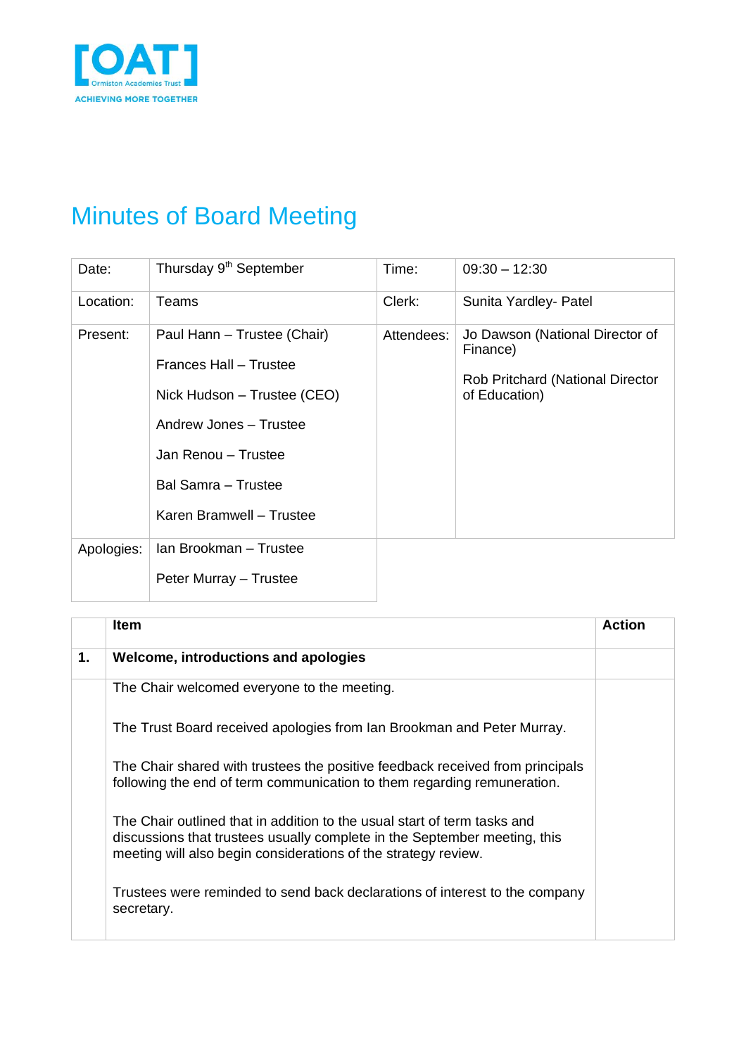# Minutes of Board Meeting

| | | | |
|---|---|---|---|
| Date: | Thursday 9th September | Time: | 09:30 – 12:30 |
| Location: | Teams | Clerk: | Sunita Yardley- Patel |
| Present: | Paul Hann – Trustee (Chair)<br><br>Frances Hall – Trustee<br><br>Nick Hudson – Trustee (CEO)<br><br>Andrew Jones – Trustee<br><br>Jan Renou – Trustee<br><br>Bal Samra – Trustee<br><br>Karen Bramwell – Trustee | Attendees: | Jo Dawson (National Director of Finance)<br><br>Rob Pritchard (National Director of Education) |
| Apologies: | Ian Brookman – Trustee<br><br>Peter Murray – Trustee | | |

| | Item | Action |
|---|---|---|
| **1.** | **Welcome, introductions and apologies** | |
| | The Chair welcomed everyone to the meeting.<br><br>The Trust Board received apologies from Ian Brookman and Peter Murray.<br><br>The Chair shared with trustees the positive feedback received from principals following the end of term communication to them regarding remuneration.<br><br>The Chair outlined that in addition to the usual start of term tasks and discussions that trustees usually complete in the September meeting, this meeting will also begin considerations of the strategy review.<br><br>Trustees were reminded to send back declarations of interest to the company secretary. | |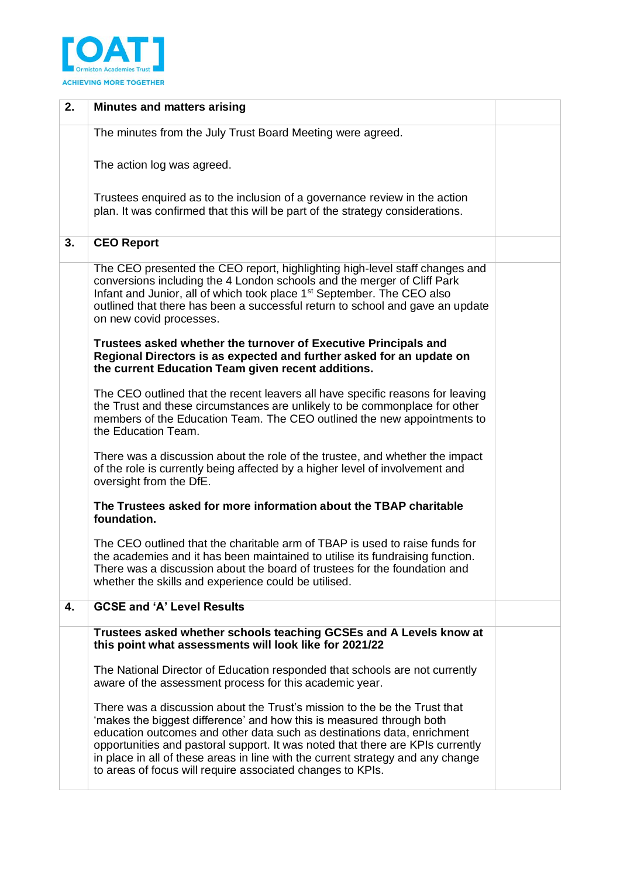| | | |
|---|---|---|
| **2.** | **Minutes and matters arising** | |
| | The minutes from the July Trust Board Meeting were agreed.<br><br>The action log was agreed.<br><br>Trustees enquired as to the inclusion of a governance review in the action plan. It was confirmed that this will be part of the strategy considerations. | |
| **3.** | **CEO Report** | |
| | The CEO presented the CEO report, highlighting high-level staff changes and conversions including the 4 London schools and the merger of Cliff Park Infant and Junior, all of which took place 1st September. The CEO also outlined that there has been a successful return to school and gave an update on new covid processes.<br><br>**Trustees asked whether the turnover of Executive Principals and Regional Directors is as expected and further asked for an update on the current Education Team given recent additions.**<br><br>The CEO outlined that the recent leavers all have specific reasons for leaving the Trust and these circumstances are unlikely to be commonplace for other members of the Education Team. The CEO outlined the new appointments to the Education Team.<br><br>There was a discussion about the role of the trustee, and whether the impact of the role is currently being affected by a higher level of involvement and oversight from the DfE.<br><br>**The Trustees asked for more information about the TBAP charitable foundation.**<br><br>The CEO outlined that the charitable arm of TBAP is used to raise funds for the academies and it has been maintained to utilise its fundraising function. There was a discussion about the board of trustees for the foundation and whether the skills and experience could be utilised. | |
| **4.** | **GCSE and 'A' Level Results** | |
| | **Trustees asked whether schools teaching GCSEs and A Levels know at this point what assessments will look like for 2021/22**<br><br>The National Director of Education responded that schools are not currently aware of the assessment process for this academic year.<br><br>There was a discussion about the Trust's mission to the be the Trust that 'makes the biggest difference' and how this is measured through both education outcomes and other data such as destinations data, enrichment opportunities and pastoral support. It was noted that there are KPIs currently in place in all of these areas in line with the current strategy and any change to areas of focus will require associated changes to KPIs. | |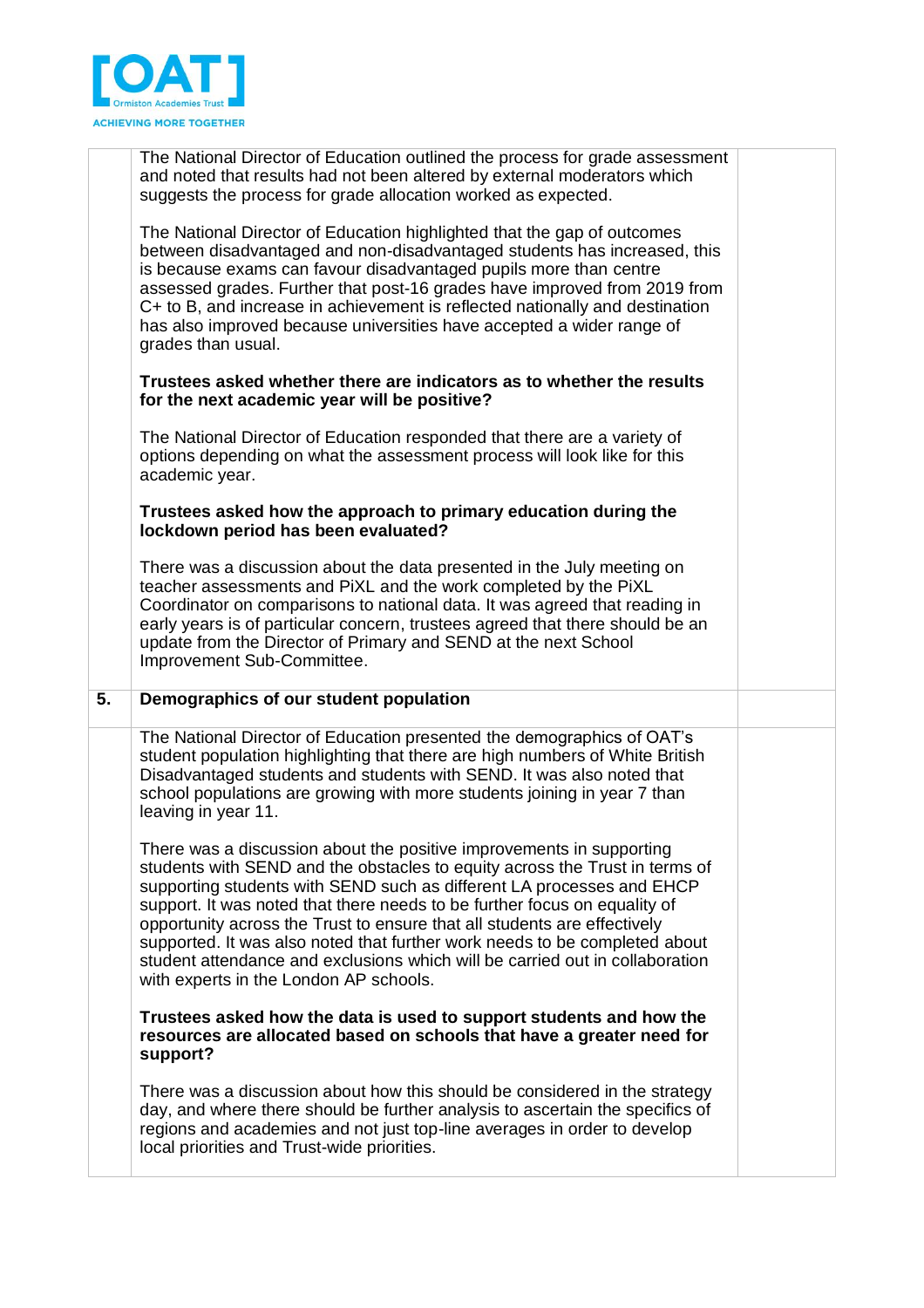| | | |
|---|---|---|
| | The National Director of Education outlined the process for grade assessment and noted that results had not been altered by external moderators which suggests the process for grade allocation worked as expected.<br><br>The National Director of Education highlighted that the gap of outcomes between disadvantaged and non-disadvantaged students has increased, this is because exams can favour disadvantaged pupils more than centre assessed grades. Further that post-16 grades have improved from 2019 from C+ to B, and increase in achievement is reflected nationally and destination has also improved because universities have accepted a wider range of grades than usual.<br><br>**Trustees asked whether there are indicators as to whether the results for the next academic year will be positive?**<br><br>The National Director of Education responded that there are a variety of options depending on what the assessment process will look like for this academic year.<br><br>**Trustees asked how the approach to primary education during the lockdown period has been evaluated?**<br><br>There was a discussion about the data presented in the July meeting on teacher assessments and PiXL and the work completed by the PiXL Coordinator on comparisons to national data. It was agreed that reading in early years is of particular concern, trustees agreed that there should be an update from the Director of Primary and SEND at the next School Improvement Sub-Committee. | |
| **5.** | **Demographics of our student population** | |
| | The National Director of Education presented the demographics of OAT's student population highlighting that there are high numbers of White British Disadvantaged students and students with SEND. It was also noted that school populations are growing with more students joining in year 7 than leaving in year 11.<br><br>There was a discussion about the positive improvements in supporting students with SEND and the obstacles to equity across the Trust in terms of supporting students with SEND such as different LA processes and EHCP support. It was noted that there needs to be further focus on equality of opportunity across the Trust to ensure that all students are effectively supported. It was also noted that further work needs to be completed about student attendance and exclusions which will be carried out in collaboration with experts in the London AP schools.<br><br>**Trustees asked how the data is used to support students and how the resources are allocated based on schools that have a greater need for support?**<br><br>There was a discussion about how this should be considered in the strategy day, and where there should be further analysis to ascertain the specifics of regions and academies and not just top-line averages in order to develop local priorities and Trust-wide priorities. | |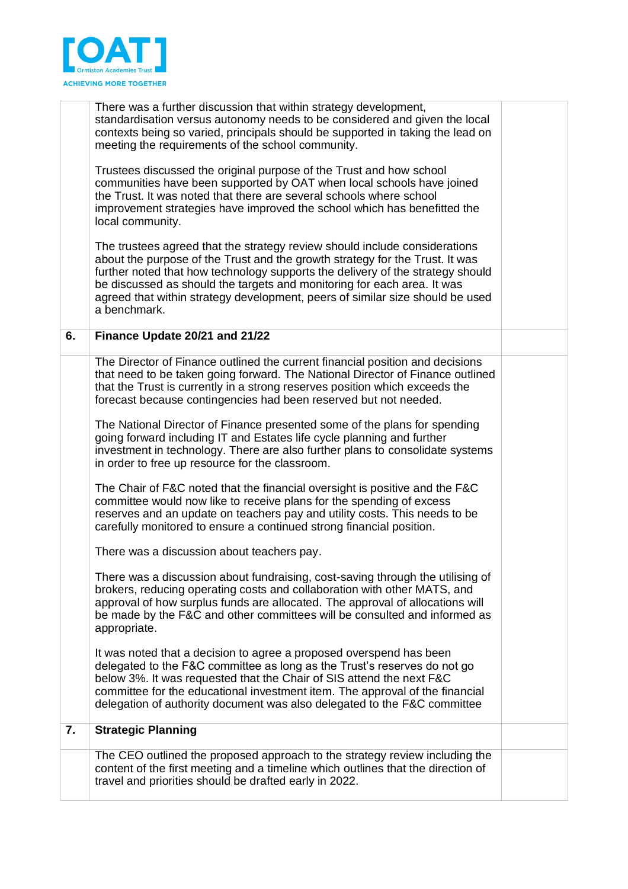| | | |
|---|---|---|
| | There was a further discussion that within strategy development, standardisation versus autonomy needs to be considered and given the local contexts being so varied, principals should be supported in taking the lead on meeting the requirements of the school community.<br><br>Trustees discussed the original purpose of the Trust and how school communities have been supported by OAT when local schools have joined the Trust. It was noted that there are several schools where school improvement strategies have improved the school which has benefitted the local community.<br><br>The trustees agreed that the strategy review should include considerations about the purpose of the Trust and the growth strategy for the Trust. It was further noted that how technology supports the delivery of the strategy should be discussed as should the targets and monitoring for each area. It was agreed that within strategy development, peers of similar size should be used a benchmark. | |
| **6.** | **Finance Update 20/21 and 21/22** | |
| | The Director of Finance outlined the current financial position and decisions that need to be taken going forward. The National Director of Finance outlined that the Trust is currently in a strong reserves position which exceeds the forecast because contingencies had been reserved but not needed.<br><br>The National Director of Finance presented some of the plans for spending going forward including IT and Estates life cycle planning and further investment in technology. There are also further plans to consolidate systems in order to free up resource for the classroom.<br><br>The Chair of F&C noted that the financial oversight is positive and the F&C committee would now like to receive plans for the spending of excess reserves and an update on teachers pay and utility costs. This needs to be carefully monitored to ensure a continued strong financial position.<br><br>There was a discussion about teachers pay.<br><br>There was a discussion about fundraising, cost-saving through the utilising of brokers, reducing operating costs and collaboration with other MATS, and approval of how surplus funds are allocated. The approval of allocations will be made by the F&C and other committees will be consulted and informed as appropriate.<br><br>It was noted that a decision to agree a proposed overspend has been delegated to the F&C committee as long as the Trust's reserves do not go below 3%. It was requested that the Chair of SIS attend the next F&C committee for the educational investment item. The approval of the financial delegation of authority document was also delegated to the F&C committee | |
| **7.** | **Strategic Planning** | |
| | The CEO outlined the proposed approach to the strategy review including the content of the first meeting and a timeline which outlines that the direction of travel and priorities should be drafted early in 2022. | |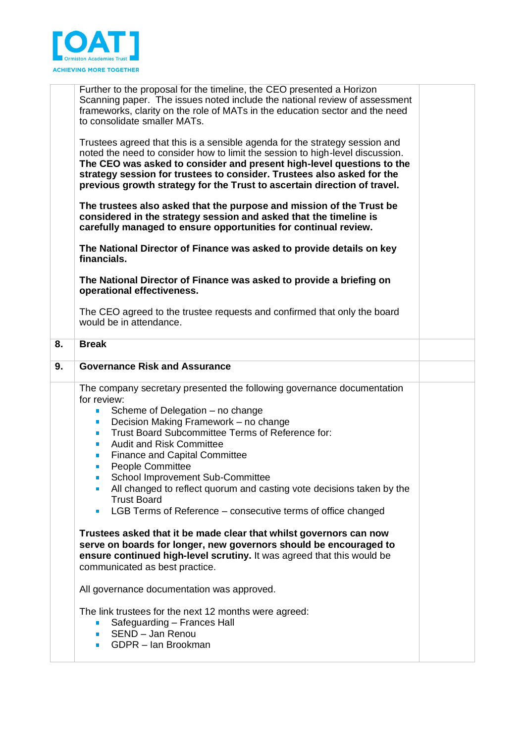| | | |
|---|---|---|
| | Further to the proposal for the timeline, the CEO presented a Horizon Scanning paper. The issues noted include the national review of assessment frameworks, clarity on the role of MATs in the education sector and the need to consolidate smaller MATs.<br><br>Trustees agreed that this is a sensible agenda for the strategy session and noted the need to consider how to limit the session to high-level discussion. **The CEO was asked to consider and present high-level questions to the strategy session for trustees to consider. Trustees also asked for the previous growth strategy for the Trust to ascertain direction of travel.**<br><br>**The trustees also asked that the purpose and mission of the Trust be considered in the strategy session and asked that the timeline is carefully managed to ensure opportunities for continual review.**<br><br>**The National Director of Finance was asked to provide details on key financials.**<br><br>**The National Director of Finance was asked to provide a briefing on operational effectiveness.**<br><br>The CEO agreed to the trustee requests and confirmed that only the board would be in attendance. | |
| **8.** | **Break** | |
| **9.** | **Governance Risk and Assurance** | |
| | The company secretary presented the following governance documentation for review:<br>- Scheme of Delegation – no change<br>- Decision Making Framework – no change<br>- Trust Board Subcommittee Terms of Reference for:<br>- Audit and Risk Committee<br>- Finance and Capital Committee<br>- People Committee<br>- School Improvement Sub-Committee<br>- All changed to reflect quorum and casting vote decisions taken by the Trust Board<br>- LGB Terms of Reference – consecutive terms of office changed<br><br>**Trustees asked that it be made clear that whilst governors can now serve on boards for longer, new governors should be encouraged to ensure continued high-level scrutiny.** It was agreed that this would be communicated as best practice.<br><br>All governance documentation was approved.<br><br>The link trustees for the next 12 months were agreed:<br>- Safeguarding – Frances Hall<br>- SEND – Jan Renou<br>- GDPR – Ian Brookman | |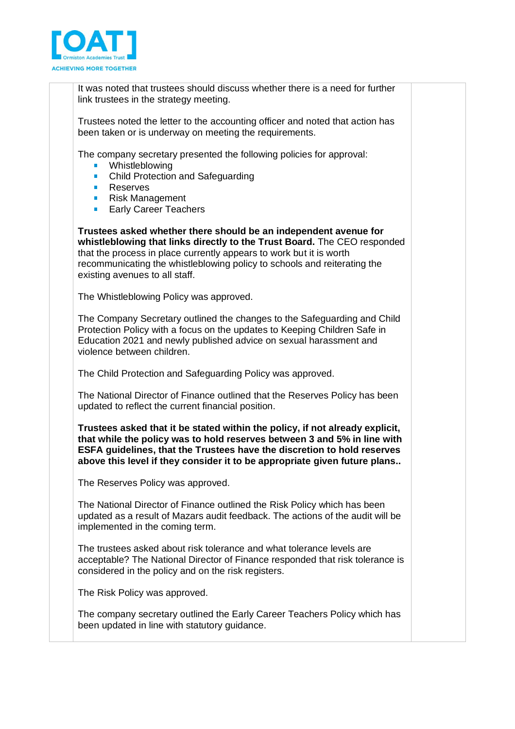It was noted that trustees should discuss whether there is a need for further link trustees in the strategy meeting.

Trustees noted the letter to the accounting officer and noted that action has been taken or is underway on meeting the requirements.

The company secretary presented the following policies for approval:

- Whistleblowing
- Child Protection and Safeguarding
- Reserves
- Risk Management
- Early Career Teachers

**Trustees asked whether there should be an independent avenue for whistleblowing that links directly to the Trust Board.** The CEO responded that the process in place currently appears to work but it is worth recommunicating the whistleblowing policy to schools and reiterating the existing avenues to all staff.

The Whistleblowing Policy was approved.

The Company Secretary outlined the changes to the Safeguarding and Child Protection Policy with a focus on the updates to Keeping Children Safe in Education 2021 and newly published advice on sexual harassment and violence between children.

The Child Protection and Safeguarding Policy was approved.

The National Director of Finance outlined that the Reserves Policy has been updated to reflect the current financial position.

**Trustees asked that it be stated within the policy, if not already explicit, that while the policy was to hold reserves between 3 and 5% in line with ESFA guidelines, that the Trustees have the discretion to hold reserves above this level if they consider it to be appropriate given future plans..**

The Reserves Policy was approved.

The National Director of Finance outlined the Risk Policy which has been updated as a result of Mazars audit feedback. The actions of the audit will be implemented in the coming term.

The trustees asked about risk tolerance and what tolerance levels are acceptable? The National Director of Finance responded that risk tolerance is considered in the policy and on the risk registers.

The Risk Policy was approved.

The company secretary outlined the Early Career Teachers Policy which has been updated in line with statutory guidance.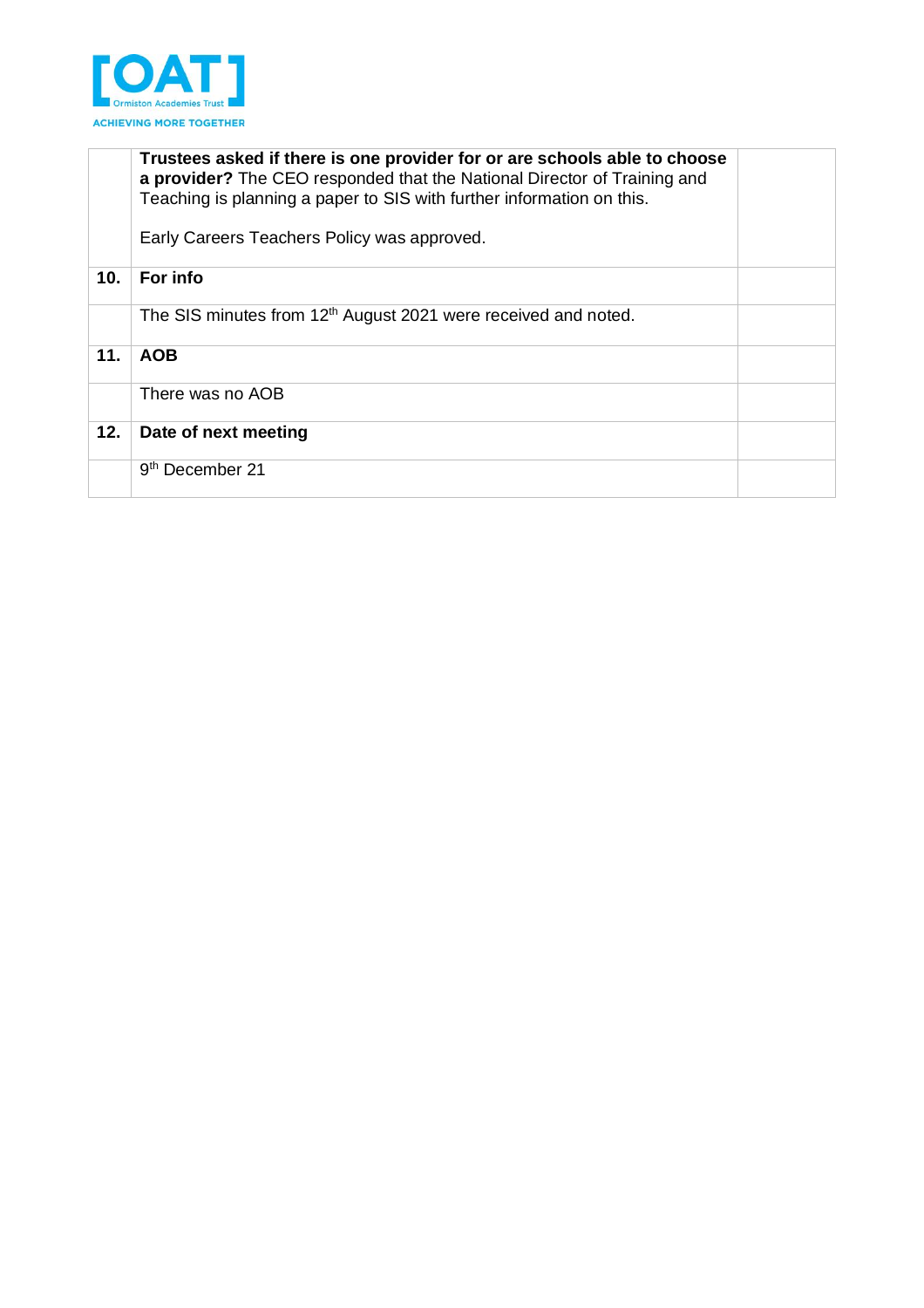| | | |
|---|---|---|
| | **Trustees asked if there is one provider for or are schools able to choose a provider?** The CEO responded that the National Director of Training and Teaching is planning a paper to SIS with further information on this.<br><br>Early Careers Teachers Policy was approved. | |
| **10.** | **For info** | |
| | The SIS minutes from 12th August 2021 were received and noted. | |
| **11.** | **AOB** | |
| | There was no AOB | |
| **12.** | **Date of next meeting** | |
| | 9th December 21 | |